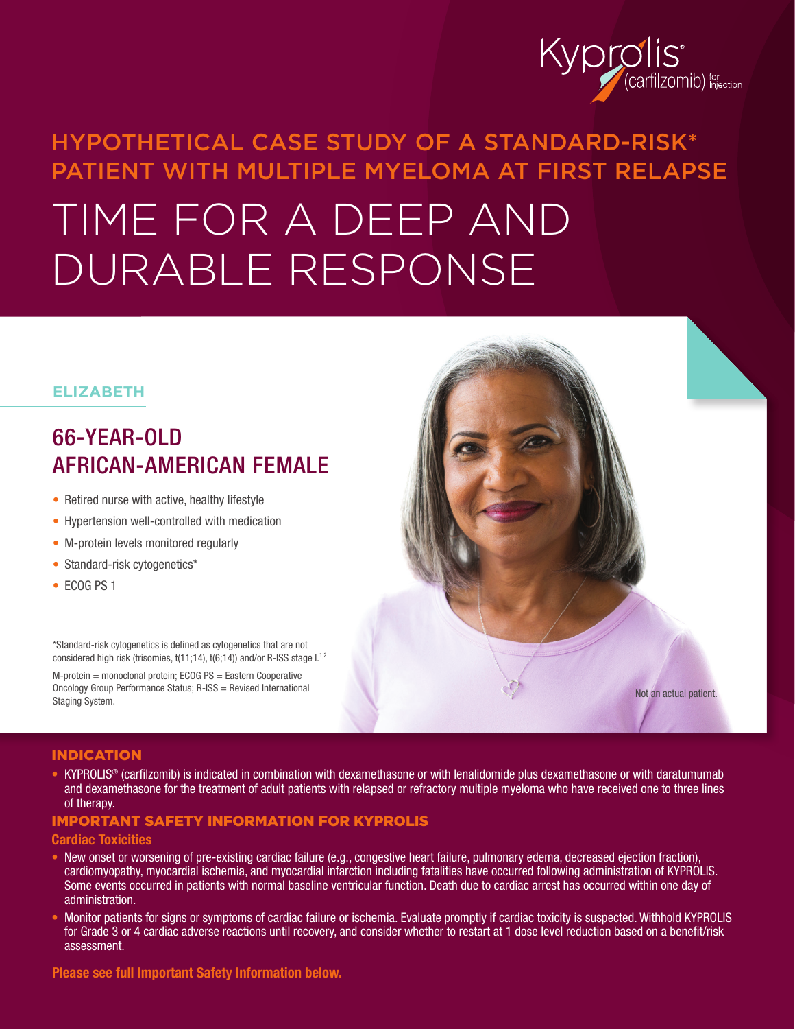Kyprolis® (carfilzomib) for Injection

## HYPOTHETICAL CASE STUDY OF A STANDARD-RISK* PATIENT WITH MULTIPLE MYELOMA AT FIRST RELAPSE

# TIME FOR A DEEP AND DURABLE RESPONSE

### ELIZABETH

## 66-YEAR-OLD AFRICAN-AMERICAN FEMALE

- Retired nurse with active, healthy lifestyle
- Hypertension well-controlled with medication
- M-protein levels monitored regularly
- Standard-risk cytogenetics*
- ECOG PS 1

*Standard-risk cytogenetics is defined as cytogenetics that are not considered high risk (trisomies, t(11;14), t(6;14)) and/or R-ISS stage I.[1,2]

M-protein = monoclonal protein; ECOG PS = Eastern Cooperative Oncology Group Performance Status; R-ISS = Revised International Staging System.

Not an actual patient.

## INDICATION

- KYPROLIS® (carfilzomib) is indicated in combination with dexamethasone or with lenalidomide plus dexamethasone or with daratumumab and dexamethasone for the treatment of adult patients with relapsed or refractory multiple myeloma who have received one to three lines of therapy.

## IMPORTANT SAFETY INFORMATION FOR KYPROLIS

### Cardiac Toxicities

- New onset or worsening of pre-existing cardiac failure (e.g., congestive heart failure, pulmonary edema, decreased ejection fraction), cardiomyopathy, myocardial ischemia, and myocardial infarction including fatalities have occurred following administration of KYPROLIS. Some events occurred in patients with normal baseline ventricular function. Death due to cardiac arrest has occurred within one day of administration.
- Monitor patients for signs or symptoms of cardiac failure or ischemia. Evaluate promptly if cardiac toxicity is suspected. Withhold KYPROLIS for Grade 3 or 4 cardiac adverse reactions until recovery, and consider whether to restart at 1 dose level reduction based on a benefit/risk assessment.

**Please see full Important Safety Information below.**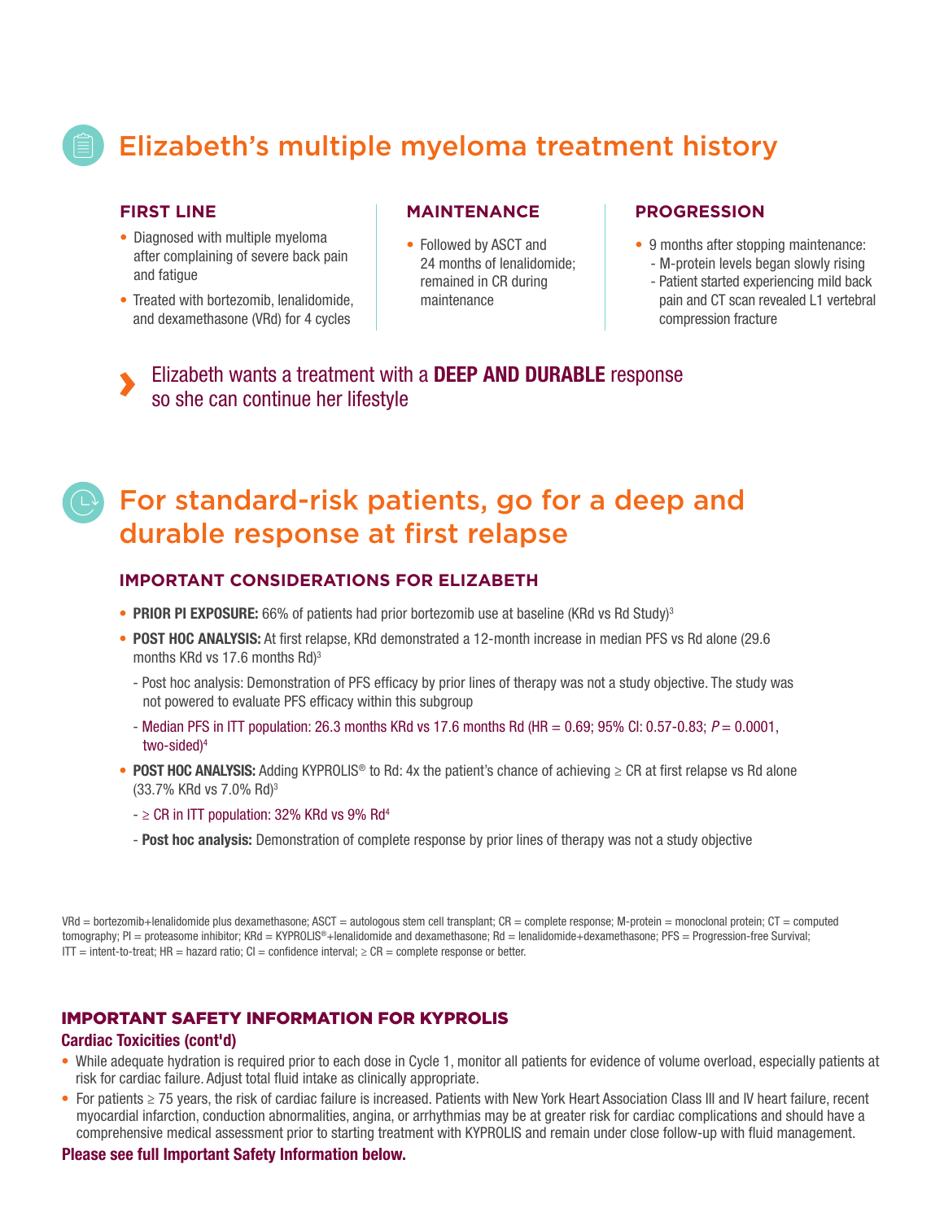## Elizabeth's multiple myeloma treatment history

### FIRST LINE

- Diagnosed with multiple myeloma after complaining of severe back pain and fatigue
- Treated with bortezomib, lenalidomide, and dexamethasone (VRd) for 4 cycles

### MAINTENANCE

- Followed by ASCT and 24 months of lenalidomide; remained in CR during maintenance

### PROGRESSION

- 9 months after stopping maintenance:
  - M-protein levels began slowly rising
  - Patient started experiencing mild back pain and CT scan revealed L1 vertebral compression fracture

› Elizabeth wants a treatment with a **DEEP AND DURABLE** response so she can continue her lifestyle

## For standard-risk patients, go for a deep and durable response at first relapse

### IMPORTANT CONSIDERATIONS FOR ELIZABETH

- **PRIOR PI EXPOSURE:** 66% of patients had prior bortezomib use at baseline (KRd vs Rd Study)[3]
- **POST HOC ANALYSIS:** At first relapse, KRd demonstrated a 12-month increase in median PFS vs Rd alone (29.6 months KRd vs 17.6 months Rd)[3]
  - Post hoc analysis: Demonstration of PFS efficacy by prior lines of therapy was not a study objective. The study was not powered to evaluate PFS efficacy within this subgroup
  - Median PFS in ITT population: 26.3 months KRd vs 17.6 months Rd (HR = 0.69; 95% CI: 0.57-0.83; *P* = 0.0001, two-sided)[4]
- **POST HOC ANALYSIS:** Adding KYPROLIS® to Rd: 4x the patient's chance of achieving ≥ CR at first relapse vs Rd alone (33.7% KRd vs 7.0% Rd)[3]
  - ≥ CR in ITT population: 32% KRd vs 9% Rd[4]
  - **Post hoc analysis:** Demonstration of complete response by prior lines of therapy was not a study objective

VRd = bortezomib+lenalidomide plus dexamethasone; ASCT = autologous stem cell transplant; CR = complete response; M-protein = monoclonal protein; CT = computed tomography; PI = proteasome inhibitor; KRd = KYPROLIS®+lenalidomide and dexamethasone; Rd = lenalidomide+dexamethasone; PFS = Progression-free Survival; ITT = intent-to-treat; HR = hazard ratio; CI = confidence interval; ≥ CR = complete response or better.

### IMPORTANT SAFETY INFORMATION FOR KYPROLIS

**Cardiac Toxicities (cont'd)**

- While adequate hydration is required prior to each dose in Cycle 1, monitor all patients for evidence of volume overload, especially patients at risk for cardiac failure. Adjust total fluid intake as clinically appropriate.
- For patients ≥ 75 years, the risk of cardiac failure is increased. Patients with New York Heart Association Class III and IV heart failure, recent myocardial infarction, conduction abnormalities, angina, or arrhythmias may be at greater risk for cardiac complications and should have a comprehensive medical assessment prior to starting treatment with KYPROLIS and remain under close follow-up with fluid management.

**Please see full Important Safety Information below.**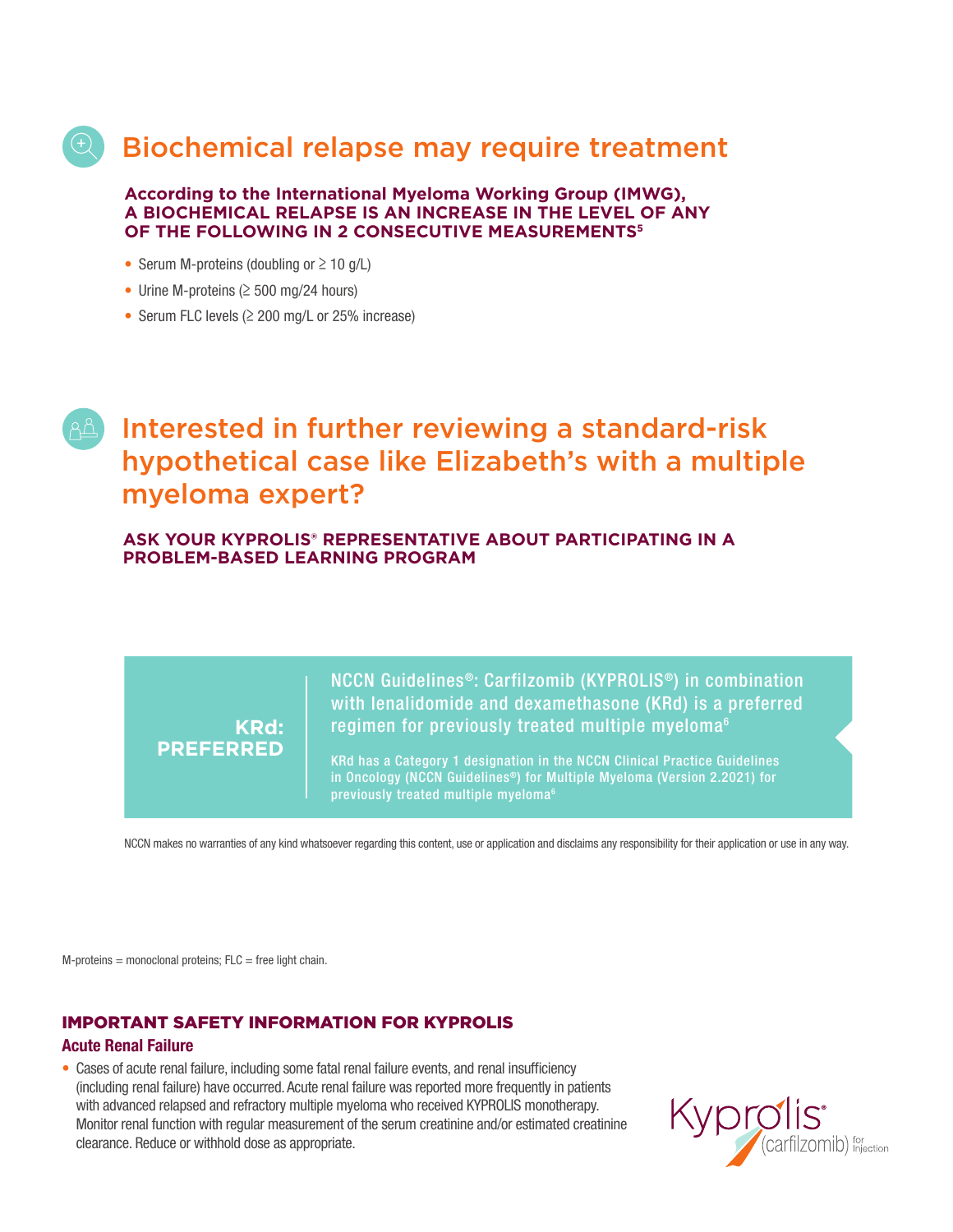## Biochemical relapse may require treatment

**According to the International Myeloma Working Group (IMWG), A BIOCHEMICAL RELAPSE IS AN INCREASE IN THE LEVEL OF ANY OF THE FOLLOWING IN 2 CONSECUTIVE MEASUREMENTS[5]**

- Serum M-proteins (doubling or ≥ 10 g/L)
- Urine M-proteins (≥ 500 mg/24 hours)
- Serum FLC levels (≥ 200 mg/L or 25% increase)

## Interested in further reviewing a standard-risk hypothetical case like Elizabeth's with a multiple myeloma expert?

**ASK YOUR KYPROLIS® REPRESENTATIVE ABOUT PARTICIPATING IN A PROBLEM-BASED LEARNING PROGRAM**

**KRd: PREFERRED**

NCCN Guidelines®: Carfilzomib (KYPROLIS®) in combination with lenalidomide and dexamethasone (KRd) is a preferred regimen for previously treated multiple myeloma[6]

KRd has a Category 1 designation in the NCCN Clinical Practice Guidelines in Oncology (NCCN Guidelines®) for Multiple Myeloma (Version 2.2021) for previously treated multiple myeloma[6]

NCCN makes no warranties of any kind whatsoever regarding this content, use or application and disclaims any responsibility for their application or use in any way.

M-proteins = monoclonal proteins; FLC = free light chain.

### IMPORTANT SAFETY INFORMATION FOR KYPROLIS

**Acute Renal Failure**

- Cases of acute renal failure, including some fatal renal failure events, and renal insufficiency (including renal failure) have occurred. Acute renal failure was reported more frequently in patients with advanced relapsed and refractory multiple myeloma who received KYPROLIS monotherapy. Monitor renal function with regular measurement of the serum creatinine and/or estimated creatinine clearance. Reduce or withhold dose as appropriate.

Kyprolis® (carfilzomib) for Injection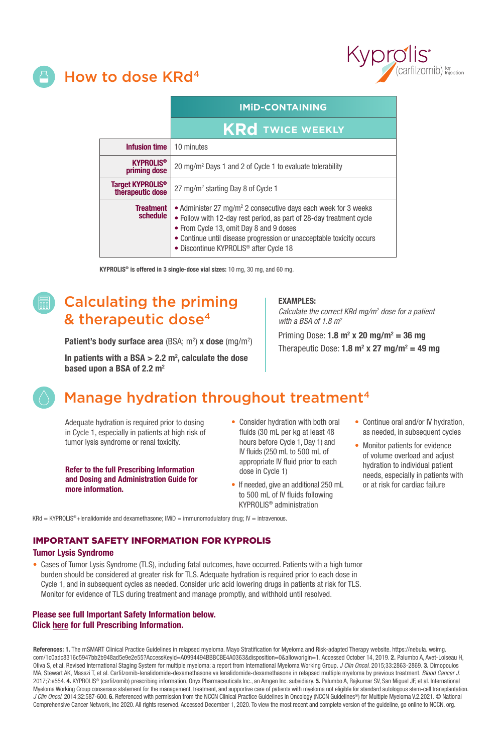Kyprolis® (carfilzomib) for Injection

# How to dose KRd[4]

| | IMiD-CONTAINING<br>KRd TWICE WEEKLY |
|---|---|
| **Infusion time** | 10 minutes |
| **KYPROLIS® priming dose** | 20 mg/m² Days 1 and 2 of Cycle 1 to evaluate tolerability |
| **Target KYPROLIS® therapeutic dose** | 27 mg/m² starting Day 8 of Cycle 1 |
| **Treatment schedule** | • Administer 27 mg/m² 2 consecutive days each week for 3 weeks<br>• Follow with 12-day rest period, as part of 28-day treatment cycle<br>• From Cycle 13, omit Day 8 and 9 doses<br>• Continue until disease progression or unacceptable toxicity occurs<br>• Discontinue KYPROLIS® after Cycle 18 |

**KYPROLIS® is offered in 3 single-dose vial sizes:** 10 mg, 30 mg, and 60 mg.

# Calculating the priming & therapeutic dose[4]

**Patient's body surface area** (BSA; m²) **x dose** (mg/m²)

**In patients with a BSA > 2.2 m², calculate the dose based upon a BSA of 2.2 m²**

**EXAMPLES:**

*Calculate the correct KRd mg/m² dose for a patient with a BSA of 1.8 m²*

Priming Dose: **1.8 m² x 20 mg/m² = 36 mg**

Therapeutic Dose: **1.8 m² x 27 mg/m² = 49 mg**

# Manage hydration throughout treatment[4]

Adequate hydration is required prior to dosing in Cycle 1, especially in patients at high risk of tumor lysis syndrome or renal toxicity.

**Refer to the full Prescribing Information and Dosing and Administration Guide for more information.**

- Consider hydration with both oral fluids (30 mL per kg at least 48 hours before Cycle 1, Day 1) and IV fluids (250 mL to 500 mL of appropriate IV fluid prior to each dose in Cycle 1)
- If needed, give an additional 250 mL to 500 mL of IV fluids following KYPROLIS® administration
- Continue oral and/or IV hydration, as needed, in subsequent cycles
- Monitor patients for evidence of volume overload and adjust hydration to individual patient needs, especially in patients with or at risk for cardiac failure

KRd = KYPROLIS®+lenalidomide and dexamethasone; IMiD = immunomodulatory drug; IV = intravenous.

## IMPORTANT SAFETY INFORMATION FOR KYPROLIS

### Tumor Lysis Syndrome

- Cases of Tumor Lysis Syndrome (TLS), including fatal outcomes, have occurred. Patients with a high tumor burden should be considered at greater risk for TLS. Adequate hydration is required prior to each dose in Cycle 1, and in subsequent cycles as needed. Consider uric acid lowering drugs in patients at risk for TLS. Monitor for evidence of TLS during treatment and manage promptly, and withhold until resolved.

**Please see full Important Safety Information below.**
**Click here for full Prescribing Information.**

**References: 1.** The mSMART Clinical Practice Guidelines in relapsed myeloma. Mayo Stratification for Myeloma and Risk-adapted Therapy website. https://nebula.wsimg.com/1c0adc8316c5947bb2b948ad5e9e2e55?AccessKeyId=A0994494BBBCBE4A0363&disposition=0&alloworigin=1. Accessed October 14, 2019. **2.** Palumbo A, Avet-Loiseau H, Oliva S, et al. Revised International Staging System for multiple myeloma: a report from International Myeloma Working Group. *J Clin Oncol.* 2015;33:2863-2869. **3.** Dimopoulos MA, Stewart AK, Masszi T, et al. Carfilzomib-lenalidomide-dexamethasone vs lenalidomide-dexamethasone in relapsed multiple myeloma by previous treatment. *Blood Cancer J.* 2017;7:e554. **4.** KYPROLIS® (carfilzomib) prescribing information, Onyx Pharmaceuticals Inc., an Amgen Inc. subsidiary. **5.** Palumbo A, Rajkumar SV, San Miguel JF, et al. International Myeloma Working Group consensus statement for the management, treatment, and supportive care of patients with myeloma not eligible for standard autologous stem-cell transplantation. *J Clin Oncol.* 2014;32:587-600. **6.** Referenced with permission from the NCCN Clinical Practice Guidelines in Oncology (NCCN Guidelines®) for Multiple Myeloma V.2.2021. © National Comprehensive Cancer Network, Inc 2020. All rights reserved. Accessed December 1, 2020. To view the most recent and complete version of the guideline, go online to NCCN. org.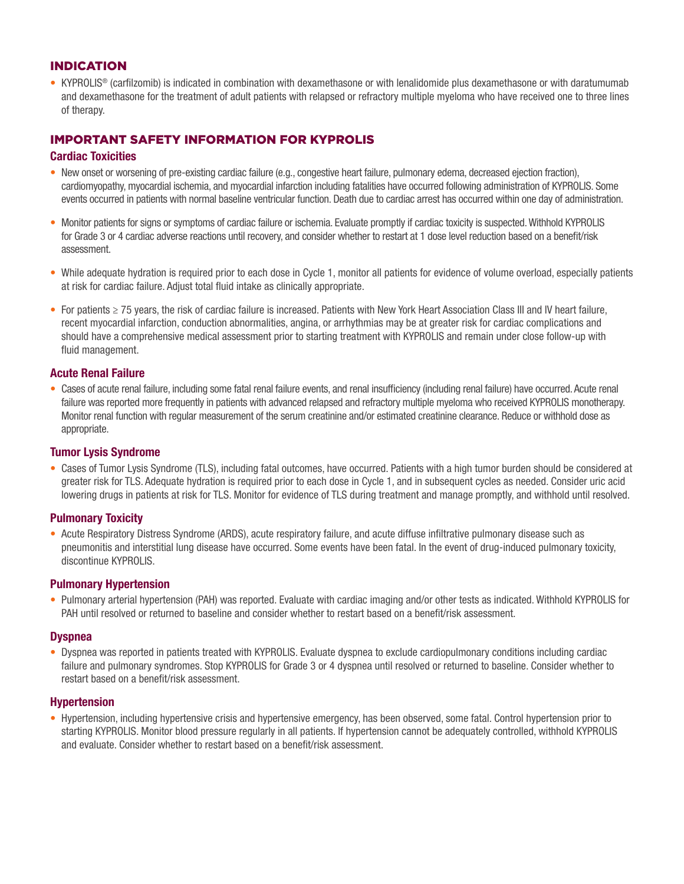## INDICATION

- KYPROLIS® (carfilzomib) is indicated in combination with dexamethasone or with lenalidomide plus dexamethasone or with daratumumab and dexamethasone for the treatment of adult patients with relapsed or refractory multiple myeloma who have received one to three lines of therapy.

## IMPORTANT SAFETY INFORMATION FOR KYPROLIS

### Cardiac Toxicities

- New onset or worsening of pre-existing cardiac failure (e.g., congestive heart failure, pulmonary edema, decreased ejection fraction), cardiomyopathy, myocardial ischemia, and myocardial infarction including fatalities have occurred following administration of KYPROLIS. Some events occurred in patients with normal baseline ventricular function. Death due to cardiac arrest has occurred within one day of administration.
- Monitor patients for signs or symptoms of cardiac failure or ischemia. Evaluate promptly if cardiac toxicity is suspected. Withhold KYPROLIS for Grade 3 or 4 cardiac adverse reactions until recovery, and consider whether to restart at 1 dose level reduction based on a benefit/risk assessment.
- While adequate hydration is required prior to each dose in Cycle 1, monitor all patients for evidence of volume overload, especially patients at risk for cardiac failure. Adjust total fluid intake as clinically appropriate.
- For patients ≥ 75 years, the risk of cardiac failure is increased. Patients with New York Heart Association Class III and IV heart failure, recent myocardial infarction, conduction abnormalities, angina, or arrhythmias may be at greater risk for cardiac complications and should have a comprehensive medical assessment prior to starting treatment with KYPROLIS and remain under close follow-up with fluid management.

### Acute Renal Failure

- Cases of acute renal failure, including some fatal renal failure events, and renal insufficiency (including renal failure) have occurred. Acute renal failure was reported more frequently in patients with advanced relapsed and refractory multiple myeloma who received KYPROLIS monotherapy. Monitor renal function with regular measurement of the serum creatinine and/or estimated creatinine clearance. Reduce or withhold dose as appropriate.

### Tumor Lysis Syndrome

- Cases of Tumor Lysis Syndrome (TLS), including fatal outcomes, have occurred. Patients with a high tumor burden should be considered at greater risk for TLS. Adequate hydration is required prior to each dose in Cycle 1, and in subsequent cycles as needed. Consider uric acid lowering drugs in patients at risk for TLS. Monitor for evidence of TLS during treatment and manage promptly, and withhold until resolved.

### Pulmonary Toxicity

- Acute Respiratory Distress Syndrome (ARDS), acute respiratory failure, and acute diffuse infiltrative pulmonary disease such as pneumonitis and interstitial lung disease have occurred. Some events have been fatal. In the event of drug-induced pulmonary toxicity, discontinue KYPROLIS.

### Pulmonary Hypertension

- Pulmonary arterial hypertension (PAH) was reported. Evaluate with cardiac imaging and/or other tests as indicated. Withhold KYPROLIS for PAH until resolved or returned to baseline and consider whether to restart based on a benefit/risk assessment.

### Dyspnea

- Dyspnea was reported in patients treated with KYPROLIS. Evaluate dyspnea to exclude cardiopulmonary conditions including cardiac failure and pulmonary syndromes. Stop KYPROLIS for Grade 3 or 4 dyspnea until resolved or returned to baseline. Consider whether to restart based on a benefit/risk assessment.

### Hypertension

- Hypertension, including hypertensive crisis and hypertensive emergency, has been observed, some fatal. Control hypertension prior to starting KYPROLIS. Monitor blood pressure regularly in all patients. If hypertension cannot be adequately controlled, withhold KYPROLIS and evaluate. Consider whether to restart based on a benefit/risk assessment.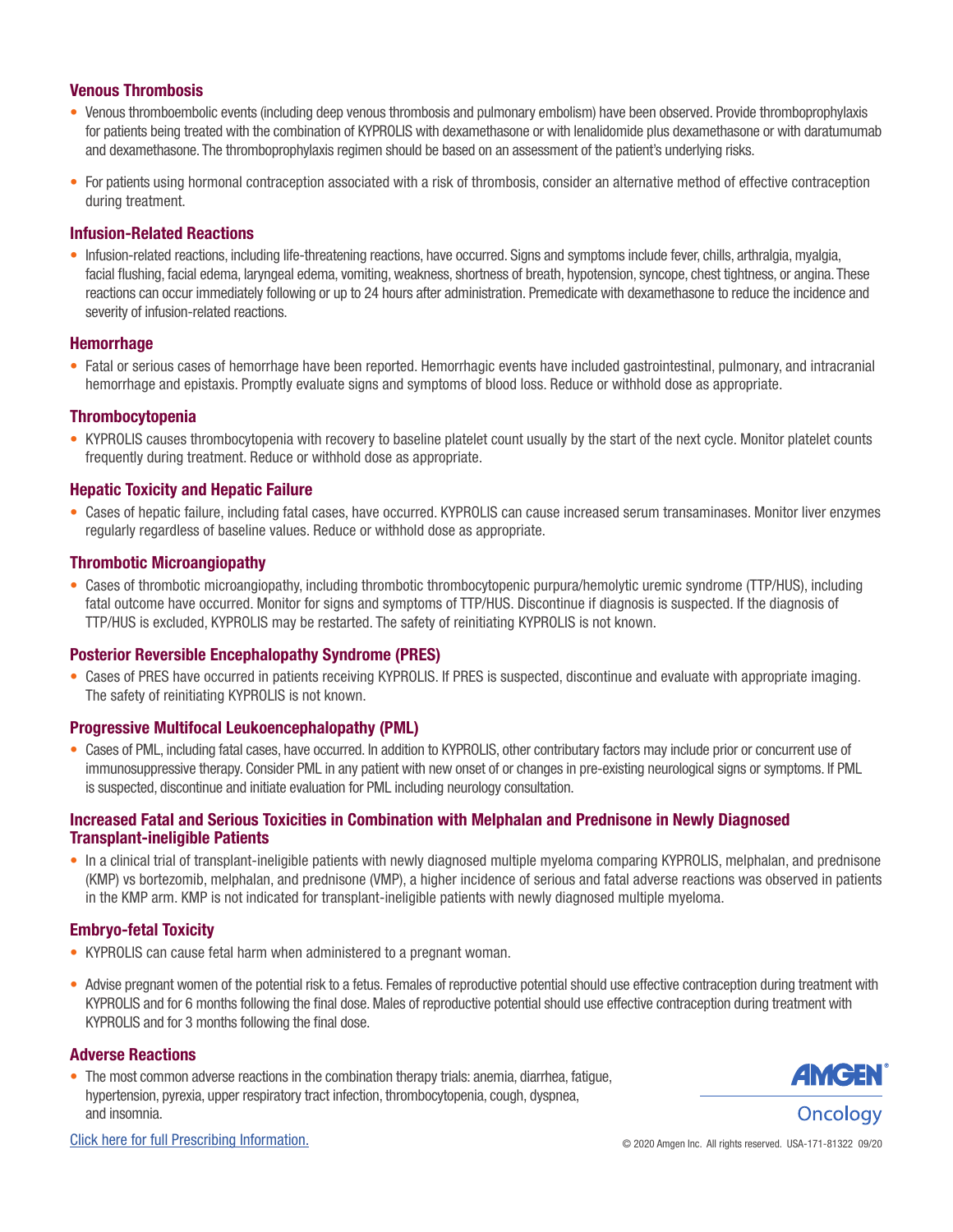### Venous Thrombosis

- Venous thromboembolic events (including deep venous thrombosis and pulmonary embolism) have been observed. Provide thromboprophylaxis for patients being treated with the combination of KYPROLIS with dexamethasone or with lenalidomide plus dexamethasone or with daratumumab and dexamethasone. The thromboprophylaxis regimen should be based on an assessment of the patient's underlying risks.
- For patients using hormonal contraception associated with a risk of thrombosis, consider an alternative method of effective contraception during treatment.

### Infusion-Related Reactions

- Infusion-related reactions, including life-threatening reactions, have occurred. Signs and symptoms include fever, chills, arthralgia, myalgia, facial flushing, facial edema, laryngeal edema, vomiting, weakness, shortness of breath, hypotension, syncope, chest tightness, or angina. These reactions can occur immediately following or up to 24 hours after administration. Premedicate with dexamethasone to reduce the incidence and severity of infusion-related reactions.

### Hemorrhage

- Fatal or serious cases of hemorrhage have been reported. Hemorrhagic events have included gastrointestinal, pulmonary, and intracranial hemorrhage and epistaxis. Promptly evaluate signs and symptoms of blood loss. Reduce or withhold dose as appropriate.

### Thrombocytopenia

- KYPROLIS causes thrombocytopenia with recovery to baseline platelet count usually by the start of the next cycle. Monitor platelet counts frequently during treatment. Reduce or withhold dose as appropriate.

### Hepatic Toxicity and Hepatic Failure

- Cases of hepatic failure, including fatal cases, have occurred. KYPROLIS can cause increased serum transaminases. Monitor liver enzymes regularly regardless of baseline values. Reduce or withhold dose as appropriate.

### Thrombotic Microangiopathy

- Cases of thrombotic microangiopathy, including thrombotic thrombocytopenic purpura/hemolytic uremic syndrome (TTP/HUS), including fatal outcome have occurred. Monitor for signs and symptoms of TTP/HUS. Discontinue if diagnosis is suspected. If the diagnosis of TTP/HUS is excluded, KYPROLIS may be restarted. The safety of reinitiating KYPROLIS is not known.

### Posterior Reversible Encephalopathy Syndrome (PRES)

- Cases of PRES have occurred in patients receiving KYPROLIS. If PRES is suspected, discontinue and evaluate with appropriate imaging. The safety of reinitiating KYPROLIS is not known.

### Progressive Multifocal Leukoencephalopathy (PML)

- Cases of PML, including fatal cases, have occurred. In addition to KYPROLIS, other contributary factors may include prior or concurrent use of immunosuppressive therapy. Consider PML in any patient with new onset of or changes in pre-existing neurological signs or symptoms. If PML is suspected, discontinue and initiate evaluation for PML including neurology consultation.

### Increased Fatal and Serious Toxicities in Combination with Melphalan and Prednisone in Newly Diagnosed Transplant-ineligible Patients

- In a clinical trial of transplant-ineligible patients with newly diagnosed multiple myeloma comparing KYPROLIS, melphalan, and prednisone (KMP) vs bortezomib, melphalan, and prednisone (VMP), a higher incidence of serious and fatal adverse reactions was observed in patients in the KMP arm. KMP is not indicated for transplant-ineligible patients with newly diagnosed multiple myeloma.

### Embryo-fetal Toxicity

- KYPROLIS can cause fetal harm when administered to a pregnant woman.
- Advise pregnant women of the potential risk to a fetus. Females of reproductive potential should use effective contraception during treatment with KYPROLIS and for 6 months following the final dose. Males of reproductive potential should use effective contraception during treatment with KYPROLIS and for 3 months following the final dose.

### Adverse Reactions

- The most common adverse reactions in the combination therapy trials: anemia, diarrhea, fatigue, hypertension, pyrexia, upper respiratory tract infection, thrombocytopenia, cough, dyspnea, and insomnia.

Click here for full Prescribing Information.

AMGEN® Oncology

© 2020 Amgen Inc. All rights reserved. USA-171-81322 09/20